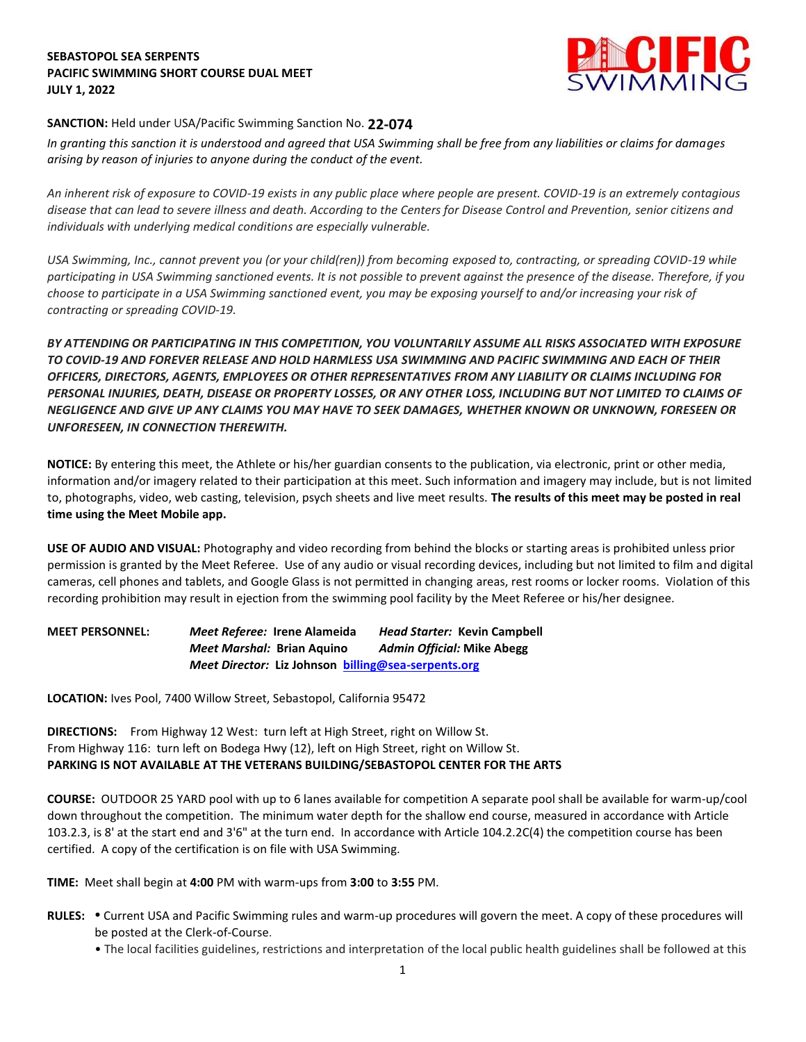**SEBASTOPOL SEA SERPENTS**
**PACIFIC SWIMMING SHORT COURSE DUAL MEET**
**JULY 1, 2022**

**SANCTION:** Held under USA/Pacific Swimming Sanction No. **22-074**

*In granting this sanction it is understood and agreed that USA Swimming shall be free from any liabilities or claims for damages arising by reason of injuries to anyone during the conduct of the event.*

*An inherent risk of exposure to COVID-19 exists in any public place where people are present. COVID-19 is an extremely contagious disease that can lead to severe illness and death. According to the Centers for Disease Control and Prevention, senior citizens and individuals with underlying medical conditions are especially vulnerable.*

*USA Swimming, Inc., cannot prevent you (or your child(ren)) from becoming exposed to, contracting, or spreading COVID-19 while participating in USA Swimming sanctioned events. It is not possible to prevent against the presence of the disease. Therefore, if you choose to participate in a USA Swimming sanctioned event, you may be exposing yourself to and/or increasing your risk of contracting or spreading COVID-19.*

***BY ATTENDING OR PARTICIPATING IN THIS COMPETITION, YOU VOLUNTARILY ASSUME ALL RISKS ASSOCIATED WITH EXPOSURE TO COVID-19 AND FOREVER RELEASE AND HOLD HARMLESS USA SWIMMING AND PACIFIC SWIMMING AND EACH OF THEIR OFFICERS, DIRECTORS, AGENTS, EMPLOYEES OR OTHER REPRESENTATIVES FROM ANY LIABILITY OR CLAIMS INCLUDING FOR PERSONAL INJURIES, DEATH, DISEASE OR PROPERTY LOSSES, OR ANY OTHER LOSS, INCLUDING BUT NOT LIMITED TO CLAIMS OF NEGLIGENCE AND GIVE UP ANY CLAIMS YOU MAY HAVE TO SEEK DAMAGES, WHETHER KNOWN OR UNKNOWN, FORESEEN OR UNFORESEEN, IN CONNECTION THEREWITH.***

**NOTICE:** By entering this meet, the Athlete or his/her guardian consents to the publication, via electronic, print or other media, information and/or imagery related to their participation at this meet. Such information and imagery may include, but is not limited to, photographs, video, web casting, television, psych sheets and live meet results. **The results of this meet may be posted in real time using the Meet Mobile app.**

**USE OF AUDIO AND VISUAL:** Photography and video recording from behind the blocks or starting areas is prohibited unless prior permission is granted by the Meet Referee. Use of any audio or visual recording devices, including but not limited to film and digital cameras, cell phones and tablets, and Google Glass is not permitted in changing areas, rest rooms or locker rooms. Violation of this recording prohibition may result in ejection from the swimming pool facility by the Meet Referee or his/her designee.

**MEET PERSONNEL:**
*Meet Referee:* **Irene Alameida** — *Head Starter:* **Kevin Campbell**
*Meet Marshal:* **Brian Aquino** — *Admin Official:* **Mike Abegg**
*Meet Director:* **Liz Johnson** **billing@sea-serpents.org**

**LOCATION:** Ives Pool, 7400 Willow Street, Sebastopol, California 95472

**DIRECTIONS:** From Highway 12 West: turn left at High Street, right on Willow St.
From Highway 116: turn left on Bodega Hwy (12), left on High Street, right on Willow St.
**PARKING IS NOT AVAILABLE AT THE VETERANS BUILDING/SEBASTOPOL CENTER FOR THE ARTS**

**COURSE:** OUTDOOR 25 YARD pool with up to 6 lanes available for competition A separate pool shall be available for warm-up/cool down throughout the competition. The minimum water depth for the shallow end course, measured in accordance with Article 103.2.3, is 8' at the start end and 3'6" at the turn end. In accordance with Article 104.2.2C(4) the competition course has been certified. A copy of the certification is on file with USA Swimming.

**TIME:** Meet shall begin at **4:00** PM with warm-ups from **3:00** to **3:55** PM.

**RULES:**
- Current USA and Pacific Swimming rules and warm-up procedures will govern the meet. A copy of these procedures will be posted at the Clerk-of-Course.
- The local facilities guidelines, restrictions and interpretation of the local public health guidelines shall be followed at this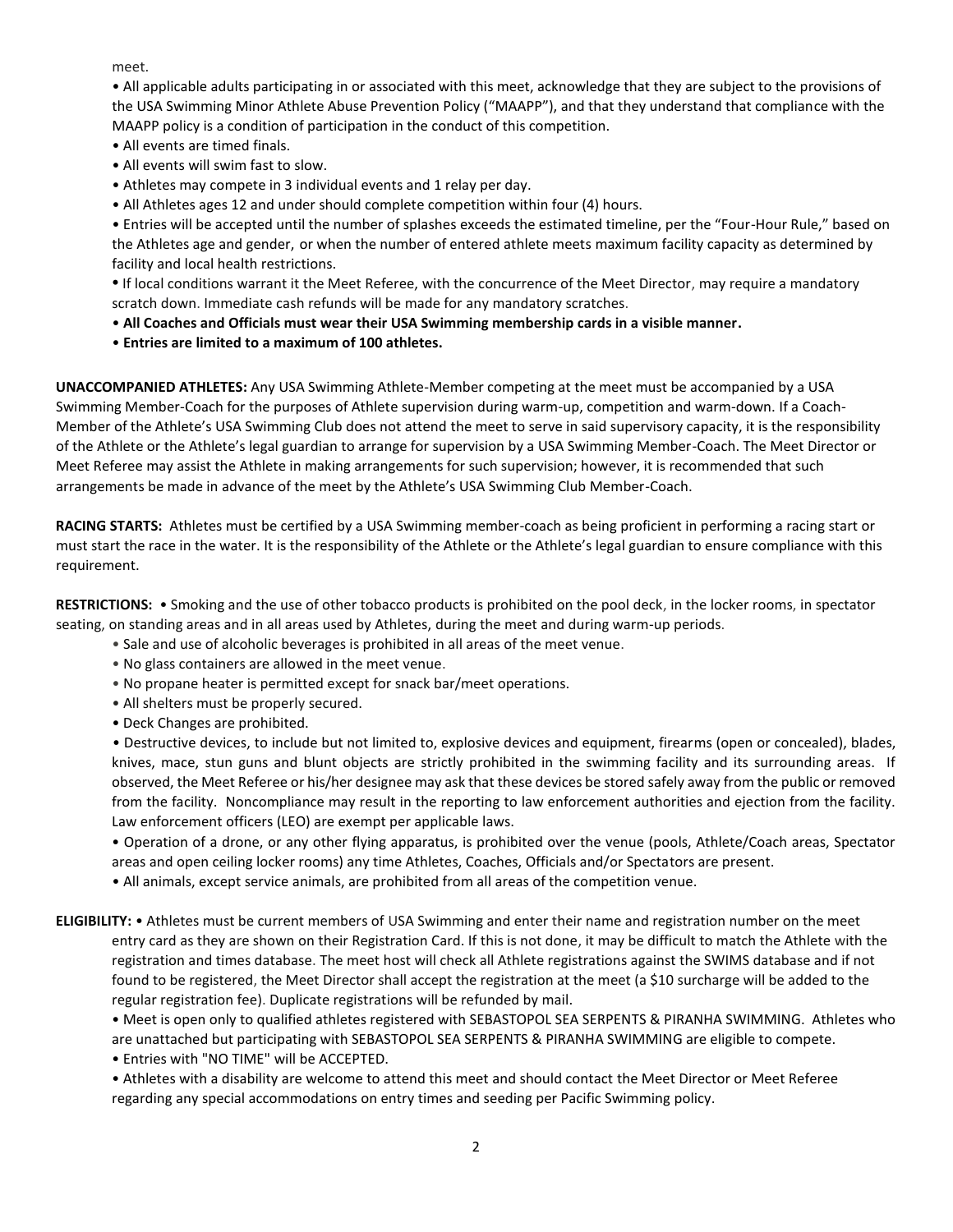meet.

• All applicable adults participating in or associated with this meet, acknowledge that they are subject to the provisions of the USA Swimming Minor Athlete Abuse Prevention Policy ("MAAPP"), and that they understand that compliance with the MAAPP policy is a condition of participation in the conduct of this competition.
• All events are timed finals.
• All events will swim fast to slow.
• Athletes may compete in 3 individual events and 1 relay per day.
• All Athletes ages 12 and under should complete competition within four (4) hours.
• Entries will be accepted until the number of splashes exceeds the estimated timeline, per the "Four-Hour Rule," based on the Athletes age and gender, or when the number of entered athlete meets maximum facility capacity as determined by facility and local health restrictions.
• If local conditions warrant it the Meet Referee, with the concurrence of the Meet Director, may require a mandatory scratch down. Immediate cash refunds will be made for any mandatory scratches.
• **All Coaches and Officials must wear their USA Swimming membership cards in a visible manner.**
• **Entries are limited to a maximum of 100 athletes.**

**UNACCOMPANIED ATHLETES:** Any USA Swimming Athlete-Member competing at the meet must be accompanied by a USA Swimming Member-Coach for the purposes of Athlete supervision during warm-up, competition and warm-down. If a Coach-Member of the Athlete's USA Swimming Club does not attend the meet to serve in said supervisory capacity, it is the responsibility of the Athlete or the Athlete's legal guardian to arrange for supervision by a USA Swimming Member-Coach. The Meet Director or Meet Referee may assist the Athlete in making arrangements for such supervision; however, it is recommended that such arrangements be made in advance of the meet by the Athlete's USA Swimming Club Member-Coach.

**RACING STARTS:** Athletes must be certified by a USA Swimming member-coach as being proficient in performing a racing start or must start the race in the water. It is the responsibility of the Athlete or the Athlete's legal guardian to ensure compliance with this requirement.

**RESTRICTIONS:** • Smoking and the use of other tobacco products is prohibited on the pool deck, in the locker rooms, in spectator seating, on standing areas and in all areas used by Athletes, during the meet and during warm-up periods.
• Sale and use of alcoholic beverages is prohibited in all areas of the meet venue.
• No glass containers are allowed in the meet venue.
• No propane heater is permitted except for snack bar/meet operations.
• All shelters must be properly secured.
• Deck Changes are prohibited.
• Destructive devices, to include but not limited to, explosive devices and equipment, firearms (open or concealed), blades, knives, mace, stun guns and blunt objects are strictly prohibited in the swimming facility and its surrounding areas. If observed, the Meet Referee or his/her designee may ask that these devices be stored safely away from the public or removed from the facility. Noncompliance may result in the reporting to law enforcement authorities and ejection from the facility. Law enforcement officers (LEO) are exempt per applicable laws.
• Operation of a drone, or any other flying apparatus, is prohibited over the venue (pools, Athlete/Coach areas, Spectator areas and open ceiling locker rooms) any time Athletes, Coaches, Officials and/or Spectators are present.
• All animals, except service animals, are prohibited from all areas of the competition venue.

**ELIGIBILITY:** • Athletes must be current members of USA Swimming and enter their name and registration number on the meet entry card as they are shown on their Registration Card. If this is not done, it may be difficult to match the Athlete with the registration and times database. The meet host will check all Athlete registrations against the SWIMS database and if not found to be registered, the Meet Director shall accept the registration at the meet (a $10 surcharge will be added to the regular registration fee). Duplicate registrations will be refunded by mail.
• Meet is open only to qualified athletes registered with SEBASTOPOL SEA SERPENTS & PIRANHA SWIMMING. Athletes who are unattached but participating with SEBASTOPOL SEA SERPENTS & PIRANHA SWIMMING are eligible to compete.
• Entries with "NO TIME" will be ACCEPTED.
• Athletes with a disability are welcome to attend this meet and should contact the Meet Director or Meet Referee regarding any special accommodations on entry times and seeding per Pacific Swimming policy.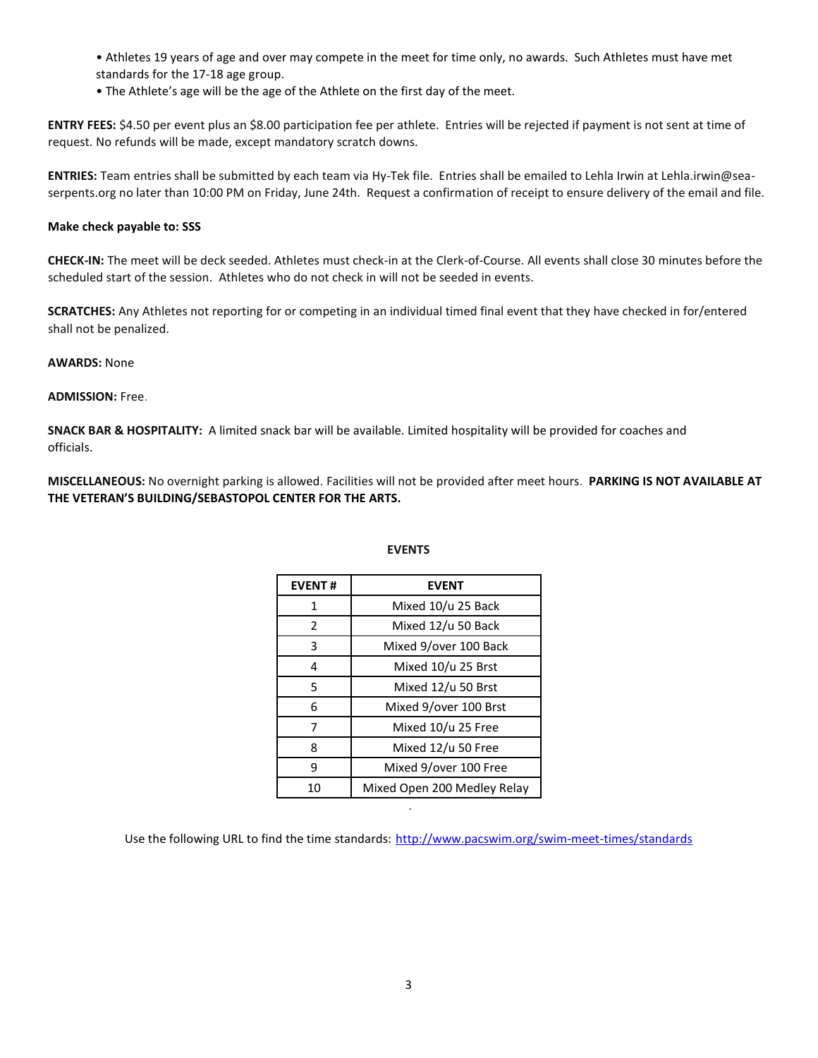- Athletes 19 years of age and over may compete in the meet for time only, no awards. Such Athletes must have met standards for the 17-18 age group.
- The Athlete's age will be the age of the Athlete on the first day of the meet.

**ENTRY FEES:** $4.50 per event plus an $8.00 participation fee per athlete. Entries will be rejected if payment is not sent at time of request. No refunds will be made, except mandatory scratch downs.

**ENTRIES:** Team entries shall be submitted by each team via Hy-Tek file. Entries shall be emailed to Lehla Irwin at Lehla.irwin@sea-serpents.org no later than 10:00 PM on Friday, June 24th. Request a confirmation of receipt to ensure delivery of the email and file.

**Make check payable to: SSS**

**CHECK-IN:** The meet will be deck seeded. Athletes must check-in at the Clerk-of-Course. All events shall close 30 minutes before the scheduled start of the session. Athletes who do not check in will not be seeded in events.

**SCRATCHES:** Any Athletes not reporting for or competing in an individual timed final event that they have checked in for/entered shall not be penalized.

**AWARDS:** None

**ADMISSION:** Free.

**SNACK BAR & HOSPITALITY:** A limited snack bar will be available. Limited hospitality will be provided for coaches and officials.

**MISCELLANEOUS:** No overnight parking is allowed. Facilities will not be provided after meet hours. **PARKING IS NOT AVAILABLE AT THE VETERAN'S BUILDING/SEBASTOPOL CENTER FOR THE ARTS.**

**EVENTS**

| EVENT # | EVENT |
|---|---|
| 1 | Mixed 10/u 25 Back |
| 2 | Mixed 12/u 50 Back |
| 3 | Mixed 9/over 100 Back |
| 4 | Mixed 10/u 25 Brst |
| 5 | Mixed 12/u 50 Brst |
| 6 | Mixed 9/over 100 Brst |
| 7 | Mixed 10/u 25 Free |
| 8 | Mixed 12/u 50 Free |
| 9 | Mixed 9/over 100 Free |
| 10 | Mixed Open 200 Medley Relay |

Use the following URL to find the time standards: http://www.pacswim.org/swim-meet-times/standards